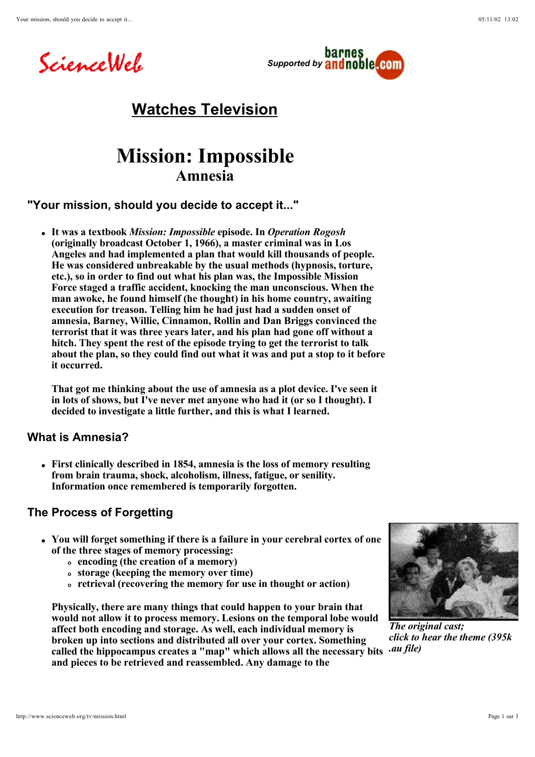ScienceWeb

*Supported by* barnesandnoble.com

## Watches Television

# Mission: Impossible

## Amnesia

### "Your mission, should you decide to accept it..."

- **It was a textbook *Mission: Impossible* episode. In *Operation Rogosh* (originally broadcast October 1, 1966), a master criminal was in Los Angeles and had implemented a plan that would kill thousands of people. He was considered unbreakable by the usual methods (hypnosis, torture, etc.), so in order to find out what his plan was, the Impossible Mission Force staged a traffic accident, knocking the man unconscious. When the man awoke, he found himself (he thought) in his home country, awaiting execution for treason. Telling him he had just had a sudden onset of amnesia, Barney, Willie, Cinnamon, Rollin and Dan Briggs convinced the terrorist that it was three years later, and his plan had gone off without a hitch. They spent the rest of the episode trying to get the terrorist to talk about the plan, so they could find out what it was and put a stop to it before it occurred.**

  **That got me thinking about the use of amnesia as a plot device. I've seen it in lots of shows, but I've never met anyone who had it (or so I thought). I decided to investigate a little further, and this is what I learned.**

### What is Amnesia?

- **First clinically described in 1854, amnesia is the loss of memory resulting from brain trauma, shock, alcoholism, illness, fatigue, or senility. Information once remembered is temporarily forgotten.**

### The Process of Forgetting

- **You will forget something if there is a failure in your cerebral cortex of one of the three stages of memory processing:**
  - **encoding (the creation of a memory)**
  - **storage (keeping the memory over time)**
  - **retrieval (recovering the memory for use in thought or action)**

  **Physically, there are many things that could happen to your brain that would not allow it to process memory. Lesions on the temporal lobe would affect both encoding and storage. As well, each individual memory is broken up into sections and distributed all over your cortex. Something called the hippocampus creates a "map" which allows all the necessary bits and pieces to be retrieved and reassembled. Any damage to the**

***The original cast; click to hear the theme (395k .au file)***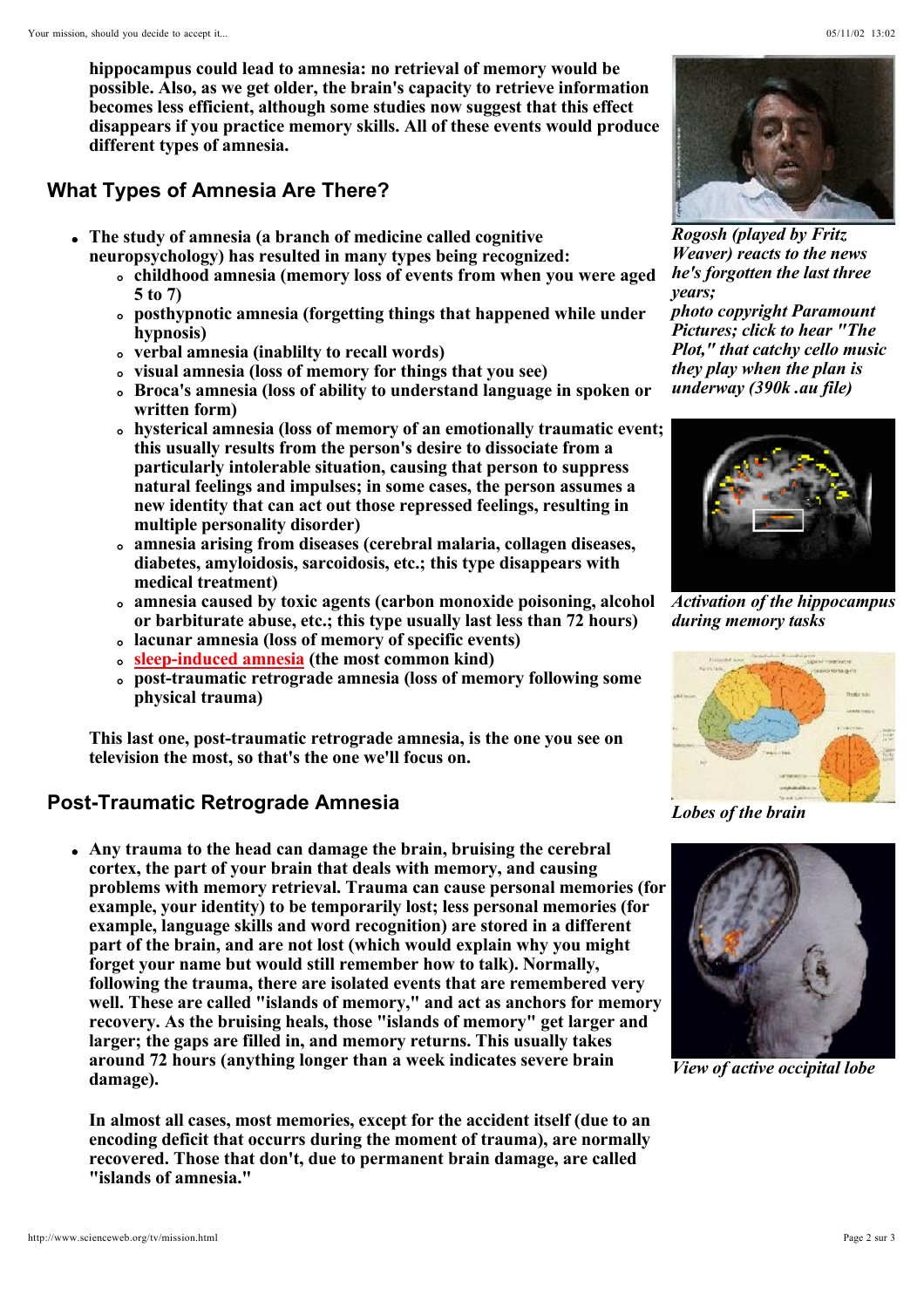**hippocampus could lead to amnesia: no retrieval of memory would be possible. Also, as we get older, the brain's capacity to retrieve information becomes less efficient, although some studies now suggest that this effect disappears if you practice memory skills. All of these events would produce different types of amnesia.**

*Rogosh (played by Fritz Weaver) reacts to the news he's forgotten the last three years; photo copyright Paramount Pictures; click to hear "The Plot," that catchy cello music they play when the plan is underway (390k .au file)*

## What Types of Amnesia Are There?

- **The study of amnesia (a branch of medicine called cognitive neuropsychology) has resulted in many types being recognized:**
  - **childhood amnesia (memory loss of events from when you were aged 5 to 7)**
  - **posthypnotic amnesia (forgetting things that happened while under hypnosis)**
  - **verbal amnesia (inablilty to recall words)**
  - **visual amnesia (loss of memory for things that you see)**
  - **Broca's amnesia (loss of ability to understand language in spoken or written form)**
  - **hysterical amnesia (loss of memory of an emotionally traumatic event; this usually results from the person's desire to dissociate from a particularly intolerable situation, causing that person to suppress natural feelings and impulses; in some cases, the person assumes a new identity that can act out those repressed feelings, resulting in multiple personality disorder)**
  - **amnesia arising from diseases (cerebral malaria, collagen diseases, diabetes, amyloidosis, sarcoidosis, etc.; this type disappears with medical treatment)**
  - **amnesia caused by toxic agents (carbon monoxide poisoning, alcohol or barbiturate abuse, etc.; this type usually last less than 72 hours)**
  - **lacunar amnesia (loss of memory of specific events)**
  - **sleep-induced amnesia (the most common kind)**
  - **post-traumatic retrograde amnesia (loss of memory following some physical trauma)**

**This last one, post-traumatic retrograde amnesia, is the one you see on television the most, so that's the one we'll focus on.**

*Activation of the hippocampus during memory tasks*

*Lobes of the brain*

## Post-Traumatic Retrograde Amnesia

- **Any trauma to the head can damage the brain, bruising the cerebral cortex, the part of your brain that deals with memory, and causing problems with memory retrieval. Trauma can cause personal memories (for example, your identity) to be temporarily lost; less personal memories (for example, language skills and word recognition) are stored in a different part of the brain, and are not lost (which would explain why you might forget your name but would still remember how to talk). Normally, following the trauma, there are isolated events that are remembered very well. These are called "islands of memory," and act as anchors for memory recovery. As the bruising heals, those "islands of memory" get larger and larger; the gaps are filled in, and memory returns. This usually takes around 72 hours (anything longer than a week indicates severe brain damage).**

  **In almost all cases, most memories, except for the accident itself (due to an encoding deficit that occurrs during the moment of trauma), are normally recovered. Those that don't, due to permanent brain damage, are called "islands of amnesia."**

*View of active occipital lobe*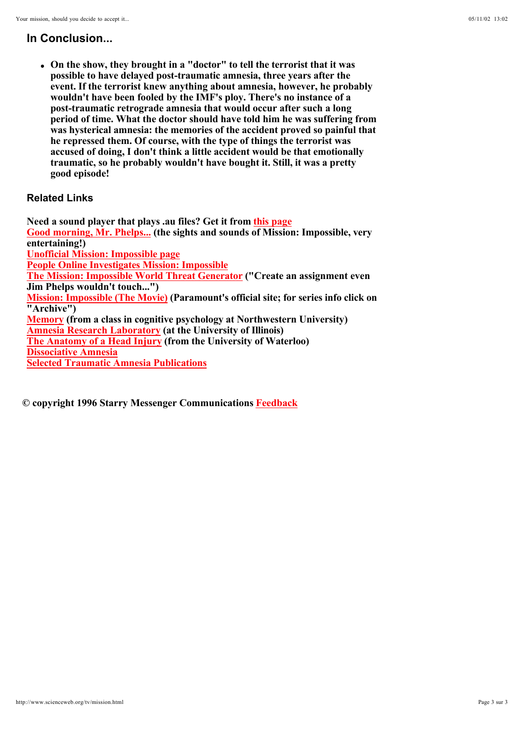## In Conclusion...

- **On the show, they brought in a "doctor" to tell the terrorist that it was possible to have delayed post-traumatic amnesia, three years after the event. If the terrorist knew anything about amnesia, however, he probably wouldn't have been fooled by the IMF's ploy. There's no instance of a post-traumatic retrograde amnesia that would occur after such a long period of time. What the doctor should have told him he was suffering from was hysterical amnesia: the memories of the accident proved so painful that he repressed them. Of course, with the type of things the terrorist was accused of doing, I don't think a little accident would be that emotionally traumatic, so he probably wouldn't have bought it. Still, it was a pretty good episode!**

## Related Links

**Need a sound player that plays .au files? Get it from this page**
**Good morning, Mr. Phelps... (the sights and sounds of Mission: Impossible, very entertaining!)**
**Unofficial Mission: Impossible page**
**People Online Investigates Mission: Impossible**
**The Mission: Impossible World Threat Generator ("Create an assignment even Jim Phelps wouldn't touch...")**
**Mission: Impossible (The Movie) (Paramount's official site; for series info click on "Archive")**
**Memory (from a class in cognitive psychology at Northwestern University)**
**Amnesia Research Laboratory (at the University of Illinois)**
**The Anatomy of a Head Injury (from the University of Waterloo)**
**Dissociative Amnesia**
**Selected Traumatic Amnesia Publications**

**© copyright 1996 Starry Messenger Communications Feedback**